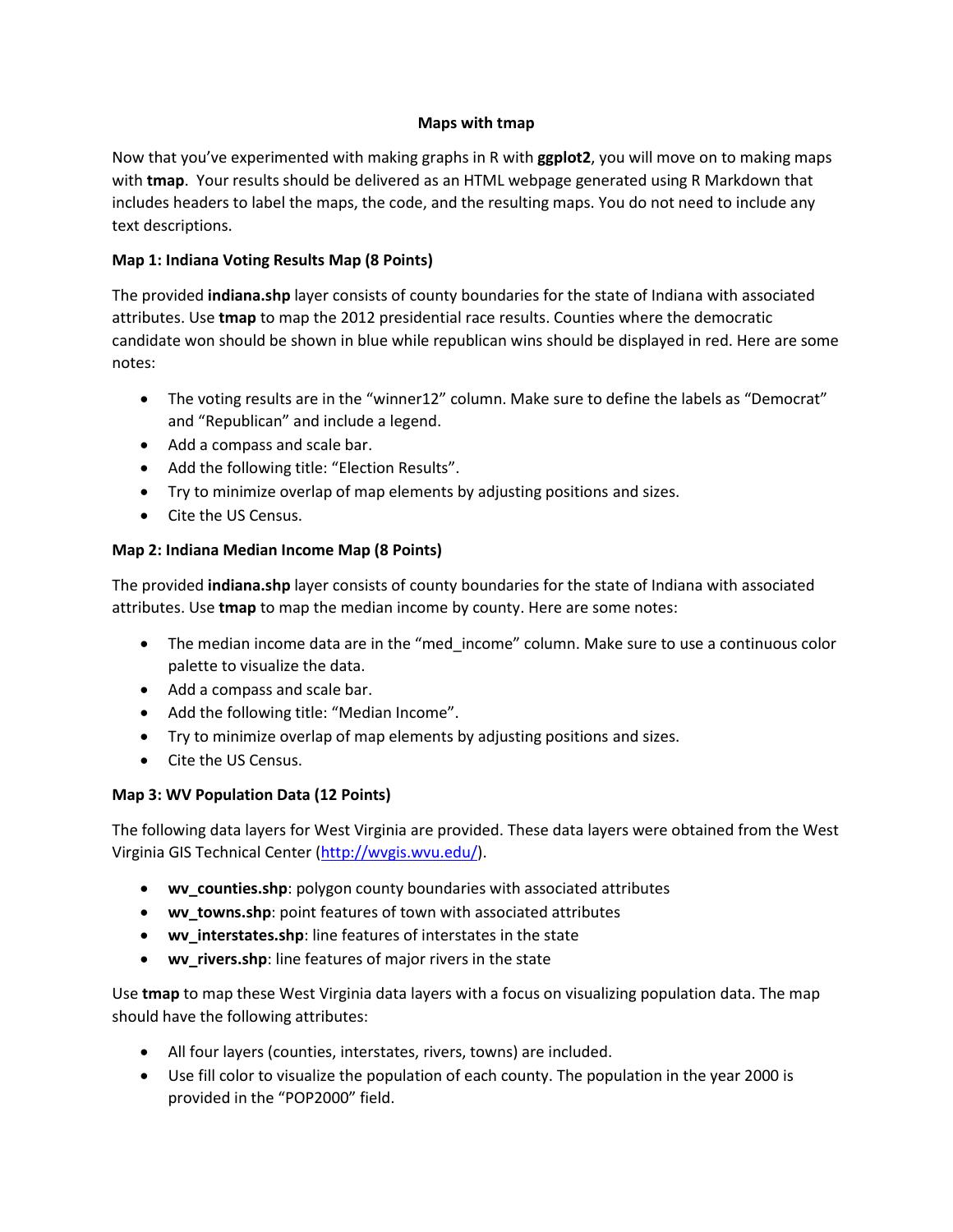# Maps with tmap

Now that you've experimented with making graphs in R with **ggplot2**, you will move on to making maps with **tmap**. Your results should be delivered as an HTML webpage generated using R Markdown that includes headers to label the maps, the code, and the resulting maps. You do not need to include any text descriptions.

## Map 1: Indiana Voting Results Map (8 Points)

The provided **indiana.shp** layer consists of county boundaries for the state of Indiana with associated attributes. Use **tmap** to map the 2012 presidential race results. Counties where the democratic candidate won should be shown in blue while republican wins should be displayed in red. Here are some notes:

- The voting results are in the "winner12" column. Make sure to define the labels as "Democrat" and "Republican" and include a legend.
- Add a compass and scale bar.
- Add the following title: "Election Results".
- Try to minimize overlap of map elements by adjusting positions and sizes.
- Cite the US Census.

## Map 2: Indiana Median Income Map (8 Points)

The provided **indiana.shp** layer consists of county boundaries for the state of Indiana with associated attributes. Use **tmap** to map the median income by county. Here are some notes:

- The median income data are in the "med_income" column. Make sure to use a continuous color palette to visualize the data.
- Add a compass and scale bar.
- Add the following title: "Median Income".
- Try to minimize overlap of map elements by adjusting positions and sizes.
- Cite the US Census.

## Map 3: WV Population Data (12 Points)

The following data layers for West Virginia are provided. These data layers were obtained from the West Virginia GIS Technical Center (http://wvgis.wvu.edu/).

- **wv_counties.shp**: polygon county boundaries with associated attributes
- **wv_towns.shp**: point features of town with associated attributes
- **wv_interstates.shp**: line features of interstates in the state
- **wv_rivers.shp**: line features of major rivers in the state

Use **tmap** to map these West Virginia data layers with a focus on visualizing population data. The map should have the following attributes:

- All four layers (counties, interstates, rivers, towns) are included.
- Use fill color to visualize the population of each county. The population in the year 2000 is provided in the "POP2000" field.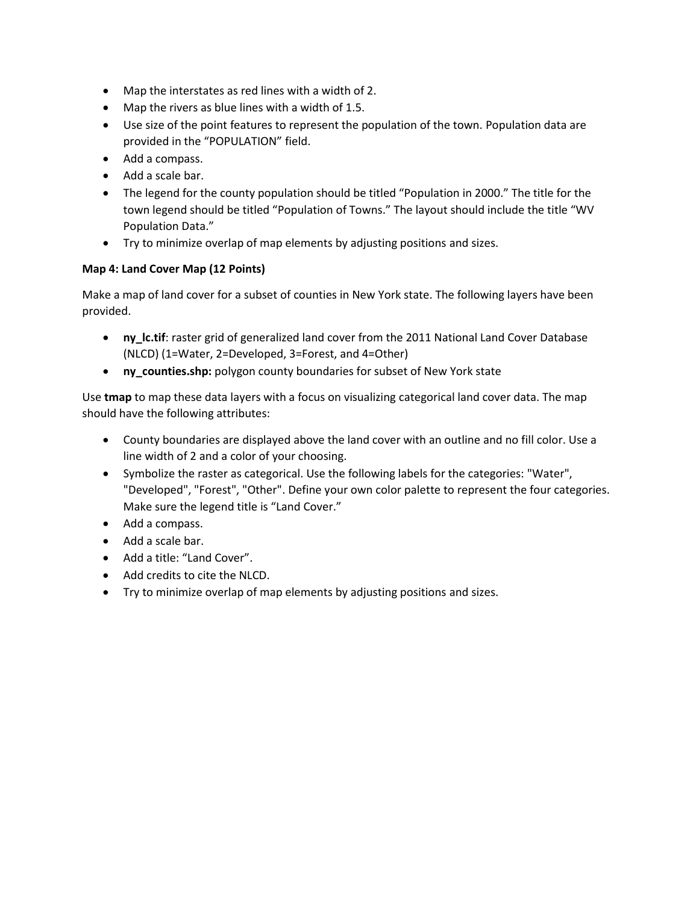- Map the interstates as red lines with a width of 2.
- Map the rivers as blue lines with a width of 1.5.
- Use size of the point features to represent the population of the town. Population data are provided in the "POPULATION" field.
- Add a compass.
- Add a scale bar.
- The legend for the county population should be titled "Population in 2000." The title for the town legend should be titled "Population of Towns." The layout should include the title "WV Population Data."
- Try to minimize overlap of map elements by adjusting positions and sizes.

**Map 4: Land Cover Map (12 Points)**

Make a map of land cover for a subset of counties in New York state. The following layers have been provided.

- **ny_lc.tif**: raster grid of generalized land cover from the 2011 National Land Cover Database (NLCD) (1=Water, 2=Developed, 3=Forest, and 4=Other)
- **ny_counties.shp:** polygon county boundaries for subset of New York state

Use **tmap** to map these data layers with a focus on visualizing categorical land cover data. The map should have the following attributes:

- County boundaries are displayed above the land cover with an outline and no fill color. Use a line width of 2 and a color of your choosing.
- Symbolize the raster as categorical. Use the following labels for the categories: "Water", "Developed", "Forest", "Other". Define your own color palette to represent the four categories. Make sure the legend title is "Land Cover."
- Add a compass.
- Add a scale bar.
- Add a title: "Land Cover".
- Add credits to cite the NLCD.
- Try to minimize overlap of map elements by adjusting positions and sizes.